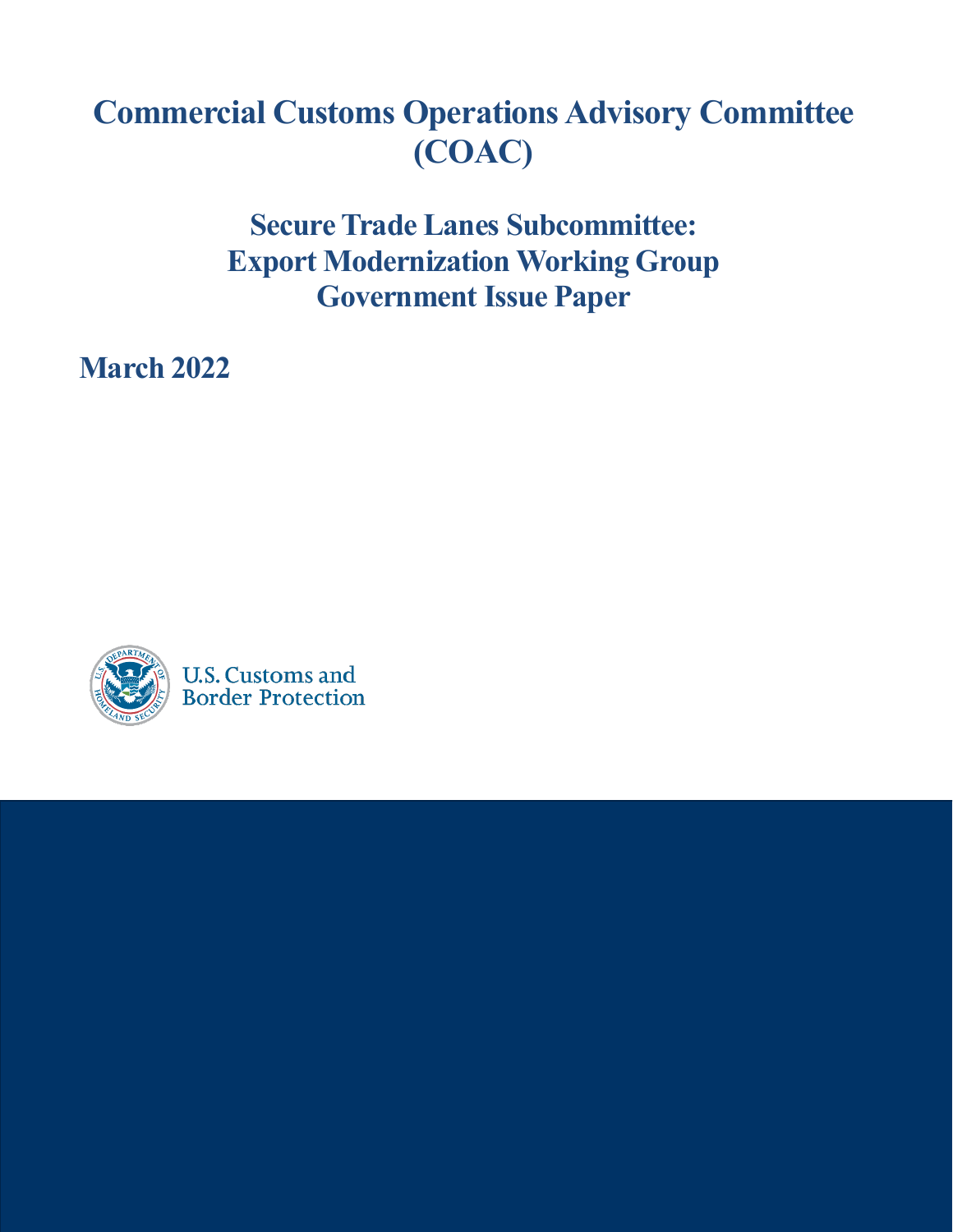# Commercial Customs Operations Advisory Committee (COAC)

## Secure Trade Lanes Subcommittee: Export Modernization Working Group Government Issue Paper

**March 2022**

U.S. Customs and Border Protection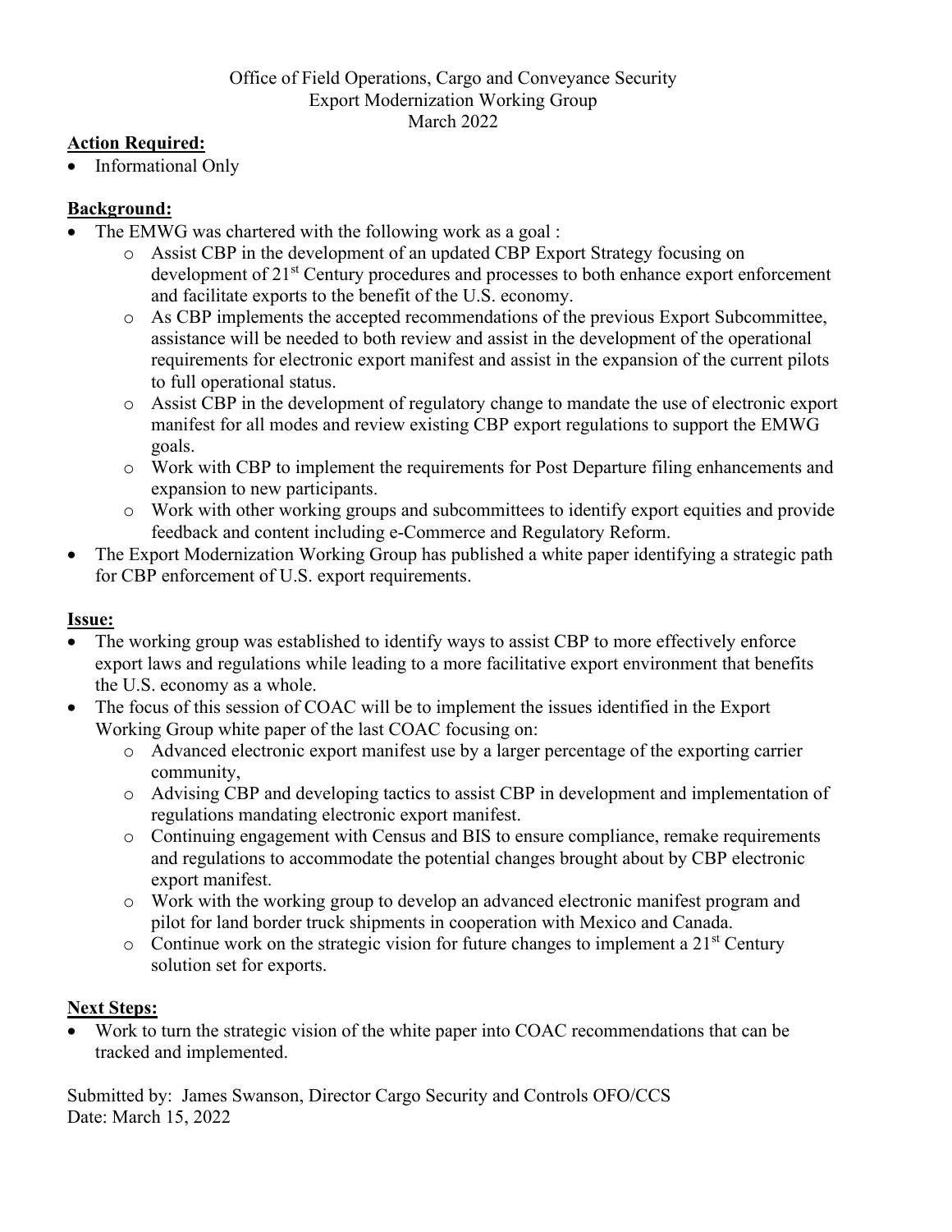Office of Field Operations, Cargo and Conveyance Security
Export Modernization Working Group
March 2022

**Action Required:**

- Informational Only

**Background:**

- The EMWG was chartered with the following work as a goal :
    - Assist CBP in the development of an updated CBP Export Strategy focusing on development of 21[st] Century procedures and processes to both enhance export enforcement and facilitate exports to the benefit of the U.S. economy.
    - As CBP implements the accepted recommendations of the previous Export Subcommittee, assistance will be needed to both review and assist in the development of the operational requirements for electronic export manifest and assist in the expansion of the current pilots to full operational status.
    - Assist CBP in the development of regulatory change to mandate the use of electronic export manifest for all modes and review existing CBP export regulations to support the EMWG goals.
    - Work with CBP to implement the requirements for Post Departure filing enhancements and expansion to new participants.
    - Work with other working groups and subcommittees to identify export equities and provide feedback and content including e-Commerce and Regulatory Reform.
- The Export Modernization Working Group has published a white paper identifying a strategic path for CBP enforcement of U.S. export requirements.

**Issue:**

- The working group was established to identify ways to assist CBP to more effectively enforce export laws and regulations while leading to a more facilitative export environment that benefits the U.S. economy as a whole.
- The focus of this session of COAC will be to implement the issues identified in the Export Working Group white paper of the last COAC focusing on:
    - Advanced electronic export manifest use by a larger percentage of the exporting carrier community,
    - Advising CBP and developing tactics to assist CBP in development and implementation of regulations mandating electronic export manifest.
    - Continuing engagement with Census and BIS to ensure compliance, remake requirements and regulations to accommodate the potential changes brought about by CBP electronic export manifest.
    - Work with the working group to develop an advanced electronic manifest program and pilot for land border truck shipments in cooperation with Mexico and Canada.
    - Continue work on the strategic vision for future changes to implement a 21[st] Century solution set for exports.

**Next Steps:**

- Work to turn the strategic vision of the white paper into COAC recommendations that can be tracked and implemented.

Submitted by: James Swanson, Director Cargo Security and Controls OFO/CCS
Date: March 15, 2022